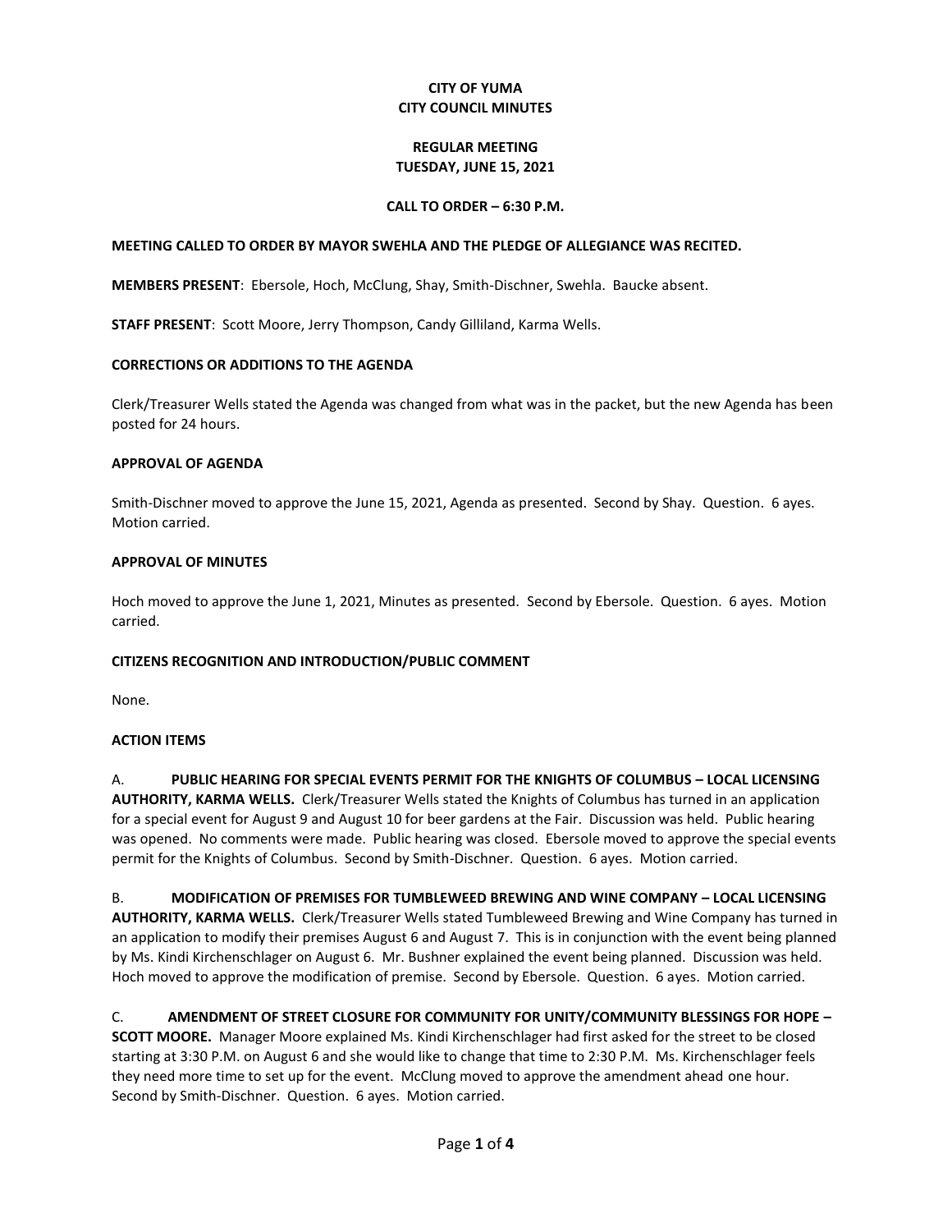**CITY OF YUMA**
**CITY COUNCIL MINUTES**

**REGULAR MEETING**
**TUESDAY, JUNE 15, 2021**

**CALL TO ORDER – 6:30 P.M.**

**MEETING CALLED TO ORDER BY MAYOR SWEHLA AND THE PLEDGE OF ALLEGIANCE WAS RECITED.**

**MEMBERS PRESENT**: Ebersole, Hoch, McClung, Shay, Smith-Dischner, Swehla. Baucke absent.

**STAFF PRESENT**: Scott Moore, Jerry Thompson, Candy Gilliland, Karma Wells.

**CORRECTIONS OR ADDITIONS TO THE AGENDA**

Clerk/Treasurer Wells stated the Agenda was changed from what was in the packet, but the new Agenda has been posted for 24 hours.

**APPROVAL OF AGENDA**

Smith-Dischner moved to approve the June 15, 2021, Agenda as presented. Second by Shay. Question. 6 ayes. Motion carried.

**APPROVAL OF MINUTES**

Hoch moved to approve the June 1, 2021, Minutes as presented. Second by Ebersole. Question. 6 ayes. Motion carried.

**CITIZENS RECOGNITION AND INTRODUCTION/PUBLIC COMMENT**

None.

**ACTION ITEMS**

A. **PUBLIC HEARING FOR SPECIAL EVENTS PERMIT FOR THE KNIGHTS OF COLUMBUS – LOCAL LICENSING AUTHORITY, KARMA WELLS.** Clerk/Treasurer Wells stated the Knights of Columbus has turned in an application for a special event for August 9 and August 10 for beer gardens at the Fair. Discussion was held. Public hearing was opened. No comments were made. Public hearing was closed. Ebersole moved to approve the special events permit for the Knights of Columbus. Second by Smith-Dischner. Question. 6 ayes. Motion carried.

B. **MODIFICATION OF PREMISES FOR TUMBLEWEED BREWING AND WINE COMPANY – LOCAL LICENSING AUTHORITY, KARMA WELLS.** Clerk/Treasurer Wells stated Tumbleweed Brewing and Wine Company has turned in an application to modify their premises August 6 and August 7. This is in conjunction with the event being planned by Ms. Kindi Kirchenschlager on August 6. Mr. Bushner explained the event being planned. Discussion was held. Hoch moved to approve the modification of premise. Second by Ebersole. Question. 6 ayes. Motion carried.

C. **AMENDMENT OF STREET CLOSURE FOR COMMUNITY FOR UNITY/COMMUNITY BLESSINGS FOR HOPE – SCOTT MOORE.** Manager Moore explained Ms. Kindi Kirchenschlager had first asked for the street to be closed starting at 3:30 P.M. on August 6 and she would like to change that time to 2:30 P.M. Ms. Kirchenschlager feels they need more time to set up for the event. McClung moved to approve the amendment ahead one hour. Second by Smith-Dischner. Question. 6 ayes. Motion carried.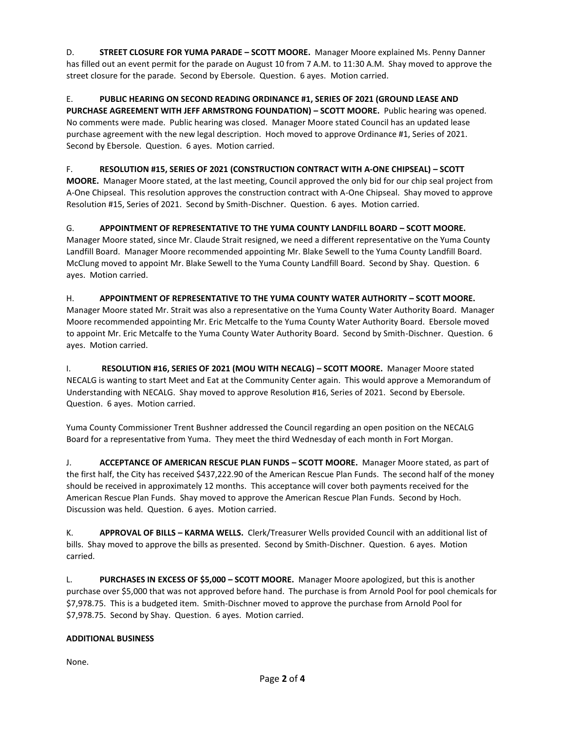D. **STREET CLOSURE FOR YUMA PARADE – SCOTT MOORE.** Manager Moore explained Ms. Penny Danner has filled out an event permit for the parade on August 10 from 7 A.M. to 11:30 A.M. Shay moved to approve the street closure for the parade. Second by Ebersole. Question. 6 ayes. Motion carried.

E. **PUBLIC HEARING ON SECOND READING ORDINANCE #1, SERIES OF 2021 (GROUND LEASE AND PURCHASE AGREEMENT WITH JEFF ARMSTRONG FOUNDATION) – SCOTT MOORE.** Public hearing was opened. No comments were made. Public hearing was closed. Manager Moore stated Council has an updated lease purchase agreement with the new legal description. Hoch moved to approve Ordinance #1, Series of 2021. Second by Ebersole. Question. 6 ayes. Motion carried.

F. **RESOLUTION #15, SERIES OF 2021 (CONSTRUCTION CONTRACT WITH A-ONE CHIPSEAL) – SCOTT MOORE.** Manager Moore stated, at the last meeting, Council approved the only bid for our chip seal project from A-One Chipseal. This resolution approves the construction contract with A-One Chipseal. Shay moved to approve Resolution #15, Series of 2021. Second by Smith-Dischner. Question. 6 ayes. Motion carried.

G. **APPOINTMENT OF REPRESENTATIVE TO THE YUMA COUNTY LANDFILL BOARD – SCOTT MOORE.** Manager Moore stated, since Mr. Claude Strait resigned, we need a different representative on the Yuma County Landfill Board. Manager Moore recommended appointing Mr. Blake Sewell to the Yuma County Landfill Board. McClung moved to appoint Mr. Blake Sewell to the Yuma County Landfill Board. Second by Shay. Question. 6 ayes. Motion carried.

H. **APPOINTMENT OF REPRESENTATIVE TO THE YUMA COUNTY WATER AUTHORITY – SCOTT MOORE.** Manager Moore stated Mr. Strait was also a representative on the Yuma County Water Authority Board. Manager Moore recommended appointing Mr. Eric Metcalfe to the Yuma County Water Authority Board. Ebersole moved to appoint Mr. Eric Metcalfe to the Yuma County Water Authority Board. Second by Smith-Dischner. Question. 6 ayes. Motion carried.

I. **RESOLUTION #16, SERIES OF 2021 (MOU WITH NECALG) – SCOTT MOORE.** Manager Moore stated NECALG is wanting to start Meet and Eat at the Community Center again. This would approve a Memorandum of Understanding with NECALG. Shay moved to approve Resolution #16, Series of 2021. Second by Ebersole. Question. 6 ayes. Motion carried.

Yuma County Commissioner Trent Bushner addressed the Council regarding an open position on the NECALG Board for a representative from Yuma. They meet the third Wednesday of each month in Fort Morgan.

J. **ACCEPTANCE OF AMERICAN RESCUE PLAN FUNDS – SCOTT MOORE.** Manager Moore stated, as part of the first half, the City has received $437,222.90 of the American Rescue Plan Funds. The second half of the money should be received in approximately 12 months. This acceptance will cover both payments received for the American Rescue Plan Funds. Shay moved to approve the American Rescue Plan Funds. Second by Hoch. Discussion was held. Question. 6 ayes. Motion carried.

K. **APPROVAL OF BILLS – KARMA WELLS.** Clerk/Treasurer Wells provided Council with an additional list of bills. Shay moved to approve the bills as presented. Second by Smith-Dischner. Question. 6 ayes. Motion carried.

L. **PURCHASES IN EXCESS OF $5,000 – SCOTT MOORE.** Manager Moore apologized, but this is another purchase over $5,000 that was not approved before hand. The purchase is from Arnold Pool for pool chemicals for $7,978.75. This is a budgeted item. Smith-Dischner moved to approve the purchase from Arnold Pool for $7,978.75. Second by Shay. Question. 6 ayes. Motion carried.

**ADDITIONAL BUSINESS**

None.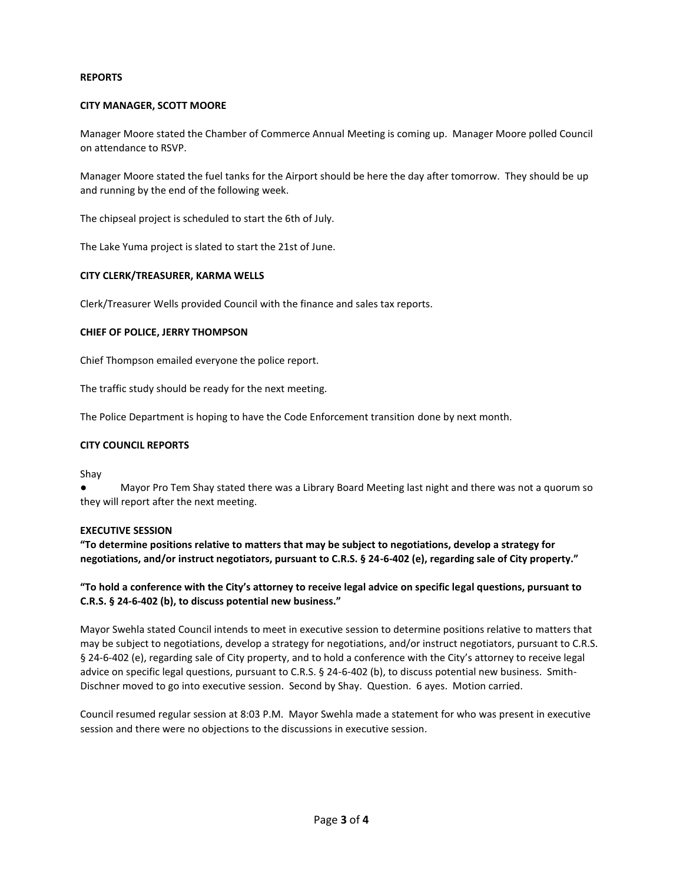## REPORTS

### CITY MANAGER, SCOTT MOORE

Manager Moore stated the Chamber of Commerce Annual Meeting is coming up. Manager Moore polled Council on attendance to RSVP.

Manager Moore stated the fuel tanks for the Airport should be here the day after tomorrow. They should be up and running by the end of the following week.

The chipseal project is scheduled to start the 6th of July.

The Lake Yuma project is slated to start the 21st of June.

### CITY CLERK/TREASURER, KARMA WELLS

Clerk/Treasurer Wells provided Council with the finance and sales tax reports.

### CHIEF OF POLICE, JERRY THOMPSON

Chief Thompson emailed everyone the police report.

The traffic study should be ready for the next meeting.

The Police Department is hoping to have the Code Enforcement transition done by next month.

### CITY COUNCIL REPORTS

Shay

- Mayor Pro Tem Shay stated there was a Library Board Meeting last night and there was not a quorum so they will report after the next meeting.

### EXECUTIVE SESSION

**"To determine positions relative to matters that may be subject to negotiations, develop a strategy for negotiations, and/or instruct negotiators, pursuant to C.R.S. § 24-6-402 (e), regarding sale of City property."**

**"To hold a conference with the City's attorney to receive legal advice on specific legal questions, pursuant to C.R.S. § 24-6-402 (b), to discuss potential new business."**

Mayor Swehla stated Council intends to meet in executive session to determine positions relative to matters that may be subject to negotiations, develop a strategy for negotiations, and/or instruct negotiators, pursuant to C.R.S. § 24-6-402 (e), regarding sale of City property, and to hold a conference with the City's attorney to receive legal advice on specific legal questions, pursuant to C.R.S. § 24-6-402 (b), to discuss potential new business. Smith-Dischner moved to go into executive session. Second by Shay. Question. 6 ayes. Motion carried.

Council resumed regular session at 8:03 P.M. Mayor Swehla made a statement for who was present in executive session and there were no objections to the discussions in executive session.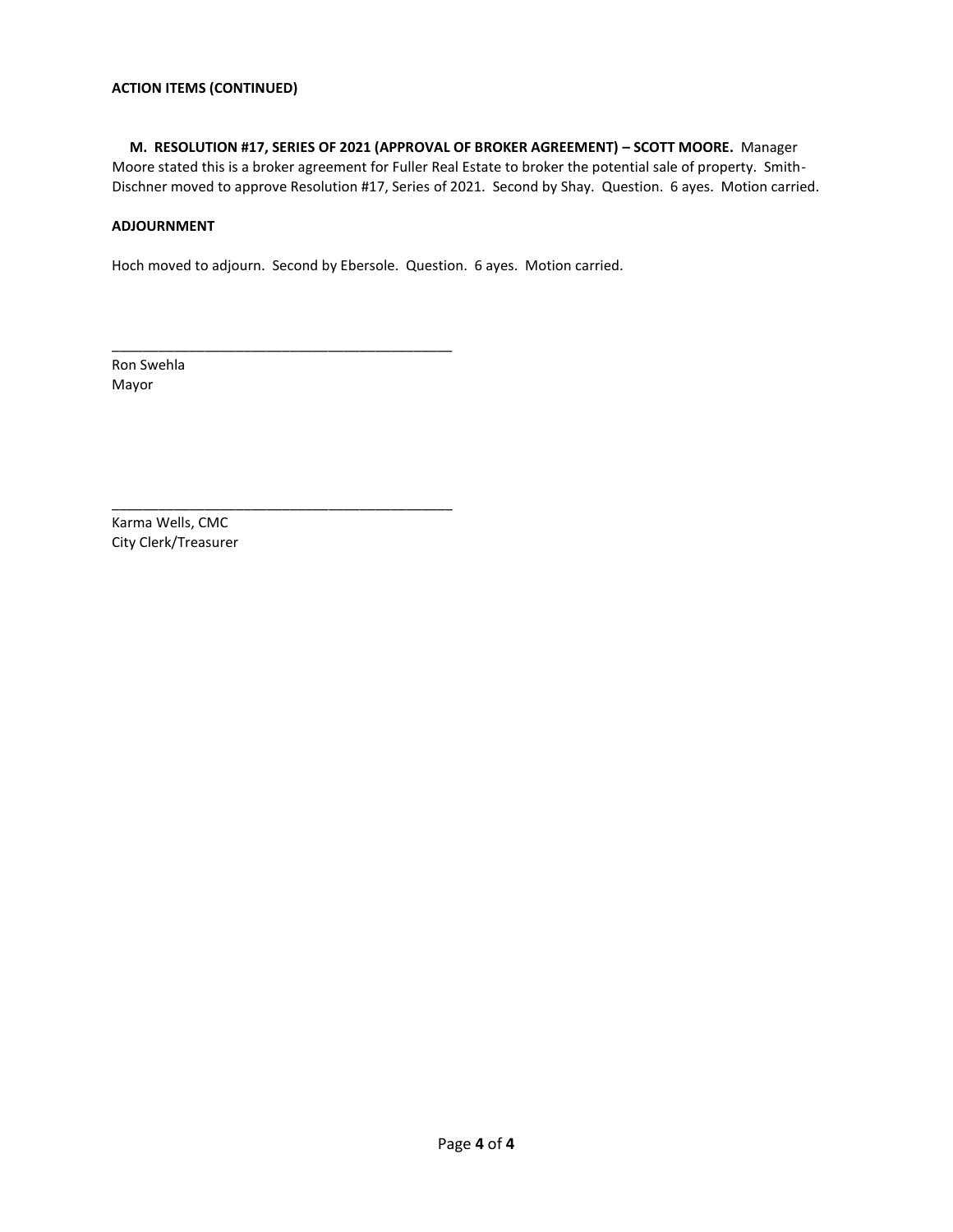**ACTION ITEMS (CONTINUED)**

**M. RESOLUTION #17, SERIES OF 2021 (APPROVAL OF BROKER AGREEMENT) – SCOTT MOORE.** Manager Moore stated this is a broker agreement for Fuller Real Estate to broker the potential sale of property. Smith-Dischner moved to approve Resolution #17, Series of 2021. Second by Shay. Question. 6 ayes. Motion carried.

**ADJOURNMENT**

Hoch moved to adjourn. Second by Ebersole. Question. 6 ayes. Motion carried.

_____________________________________________

Ron Swehla
Mayor

_____________________________________________

Karma Wells, CMC
City Clerk/Treasurer